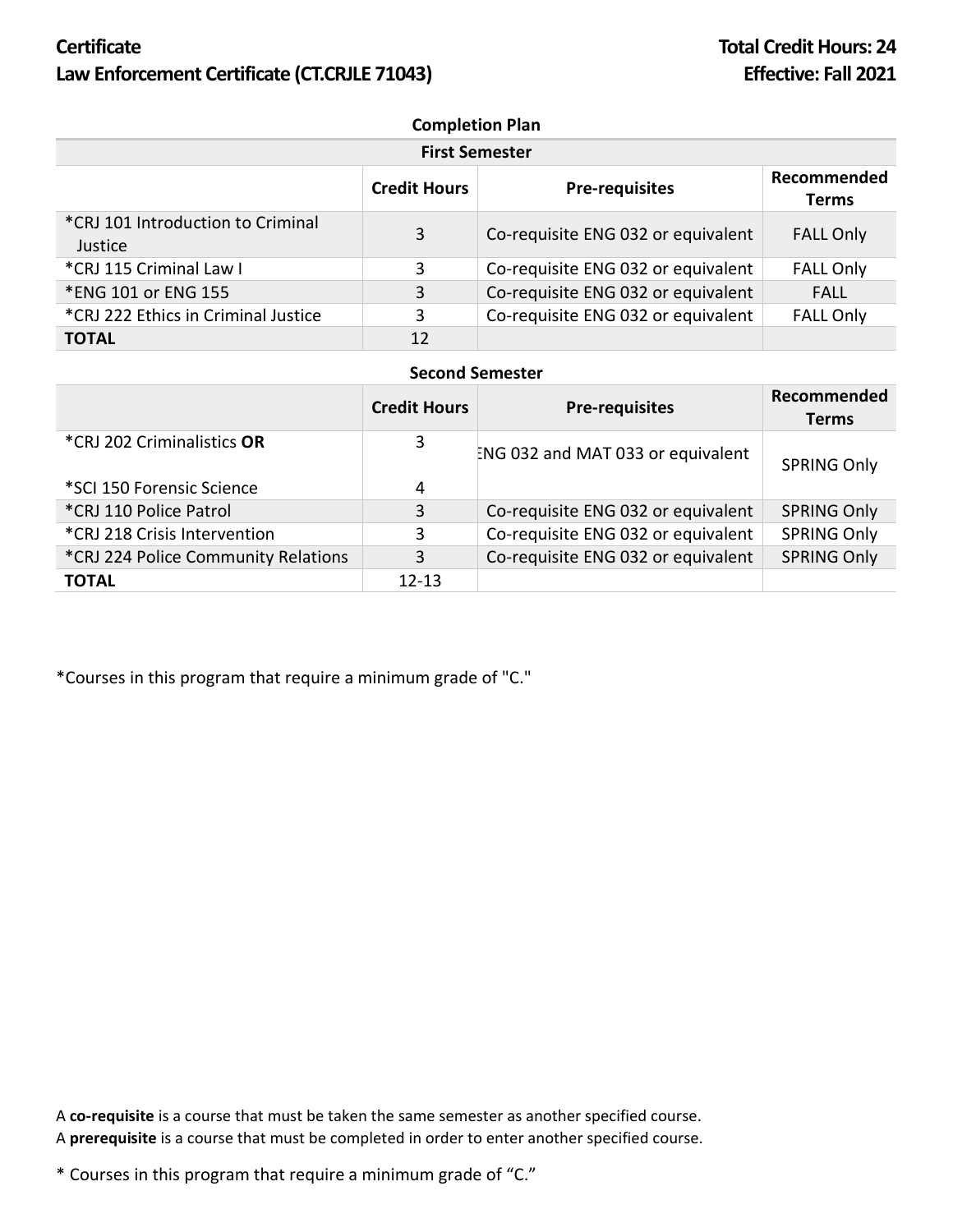# Certificate

# Law Enforcement Certificate (CT.CRJLE 71043)

**Total Credit Hours: 24**

**Effective: Fall 2021**

## Completion Plan

### First Semester

| | Credit Hours | Pre-requisites | Recommended Terms |
|---|---|---|---|
| *CRJ 101 Introduction to Criminal Justice | 3 | Co-requisite ENG 032 or equivalent | FALL Only |
| *CRJ 115 Criminal Law I | 3 | Co-requisite ENG 032 or equivalent | FALL Only |
| *ENG 101 or ENG 155 | 3 | Co-requisite ENG 032 or equivalent | FALL |
| *CRJ 222 Ethics in Criminal Justice | 3 | Co-requisite ENG 032 or equivalent | FALL Only |
| **TOTAL** | 12 | | |

### Second Semester

| | Credit Hours | Pre-requisites | Recommended Terms |
|---|---|---|---|
| *CRJ 202 Criminalistics **OR** *SCI 150 Forensic Science | 3 / 4 | ENG 032 and MAT 033 or equivalent | SPRING Only |
| *CRJ 110 Police Patrol | 3 | Co-requisite ENG 032 or equivalent | SPRING Only |
| *CRJ 218 Crisis Intervention | 3 | Co-requisite ENG 032 or equivalent | SPRING Only |
| *CRJ 224 Police Community Relations | 3 | Co-requisite ENG 032 or equivalent | SPRING Only |
| **TOTAL** | 12-13 | | |

*Courses in this program that require a minimum grade of "C."

A **co-requisite** is a course that must be taken the same semester as another specified course.
A **prerequisite** is a course that must be completed in order to enter another specified course.

* Courses in this program that require a minimum grade of "C."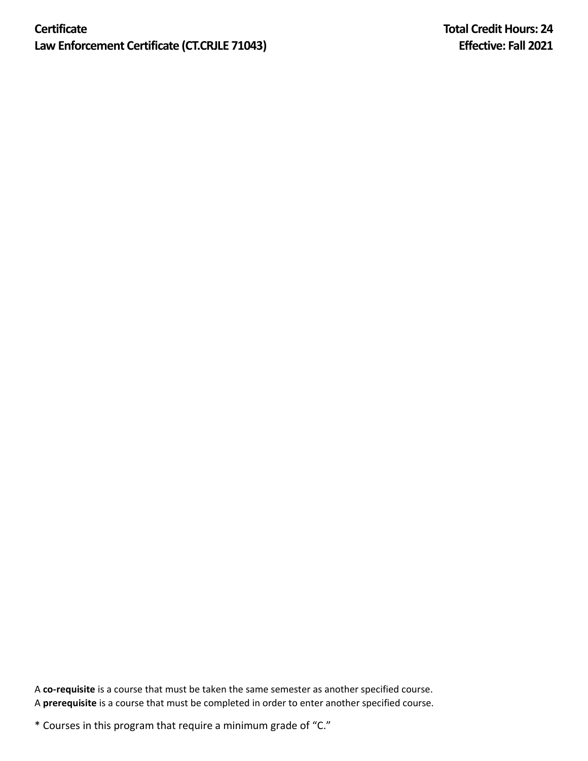**Certificate**
**Law Enforcement Certificate (CT.CRJLE 71043)**

**Total Credit Hours: 24**
**Effective: Fall 2021**

A **co-requisite** is a course that must be taken the same semester as another specified course.
A **prerequisite** is a course that must be completed in order to enter another specified course.

* Courses in this program that require a minimum grade of "C."